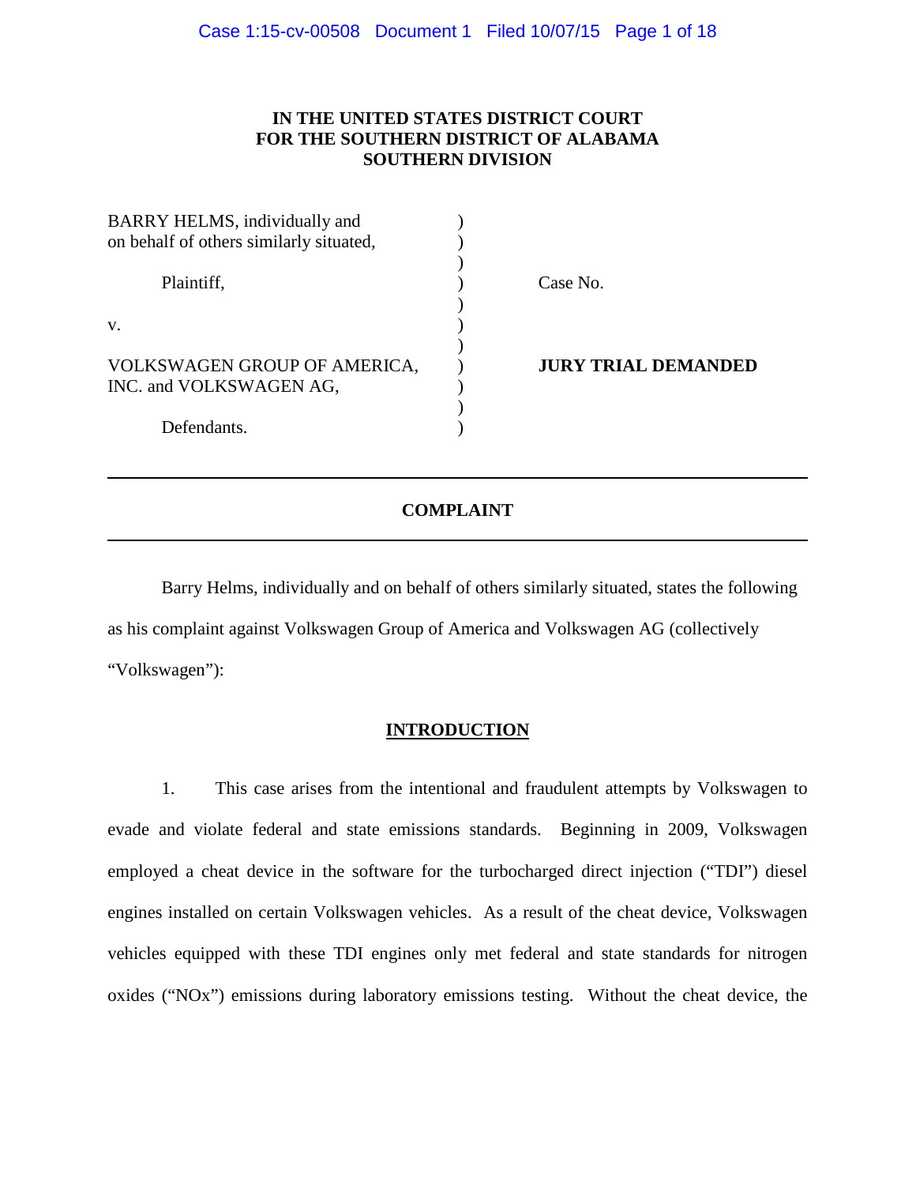# IN THE UNITED STATES DISTRICT COURT
# FOR THE SOUTHERN DISTRICT OF ALABAMA
# SOUTHERN DIVISION

| | | |
|---|---|---|
| BARRY HELMS, individually and on behalf of others similarly situated, | ) | |
| Plaintiff, | ) | Case No. |
| v. | ) | |
| VOLKSWAGEN GROUP OF AMERICA, INC. and VOLKSWAGEN AG, | ) | **JURY TRIAL DEMANDED** |
| Defendants. | ) | |

---

## COMPLAINT

---

Barry Helms, individually and on behalf of others similarly situated, states the following as his complaint against Volkswagen Group of America and Volkswagen AG (collectively "Volkswagen"):

## INTRODUCTION

1. This case arises from the intentional and fraudulent attempts by Volkswagen to evade and violate federal and state emissions standards. Beginning in 2009, Volkswagen employed a cheat device in the software for the turbocharged direct injection ("TDI") diesel engines installed on certain Volkswagen vehicles. As a result of the cheat device, Volkswagen vehicles equipped with these TDI engines only met federal and state standards for nitrogen oxides ("NOx") emissions during laboratory emissions testing. Without the cheat device, the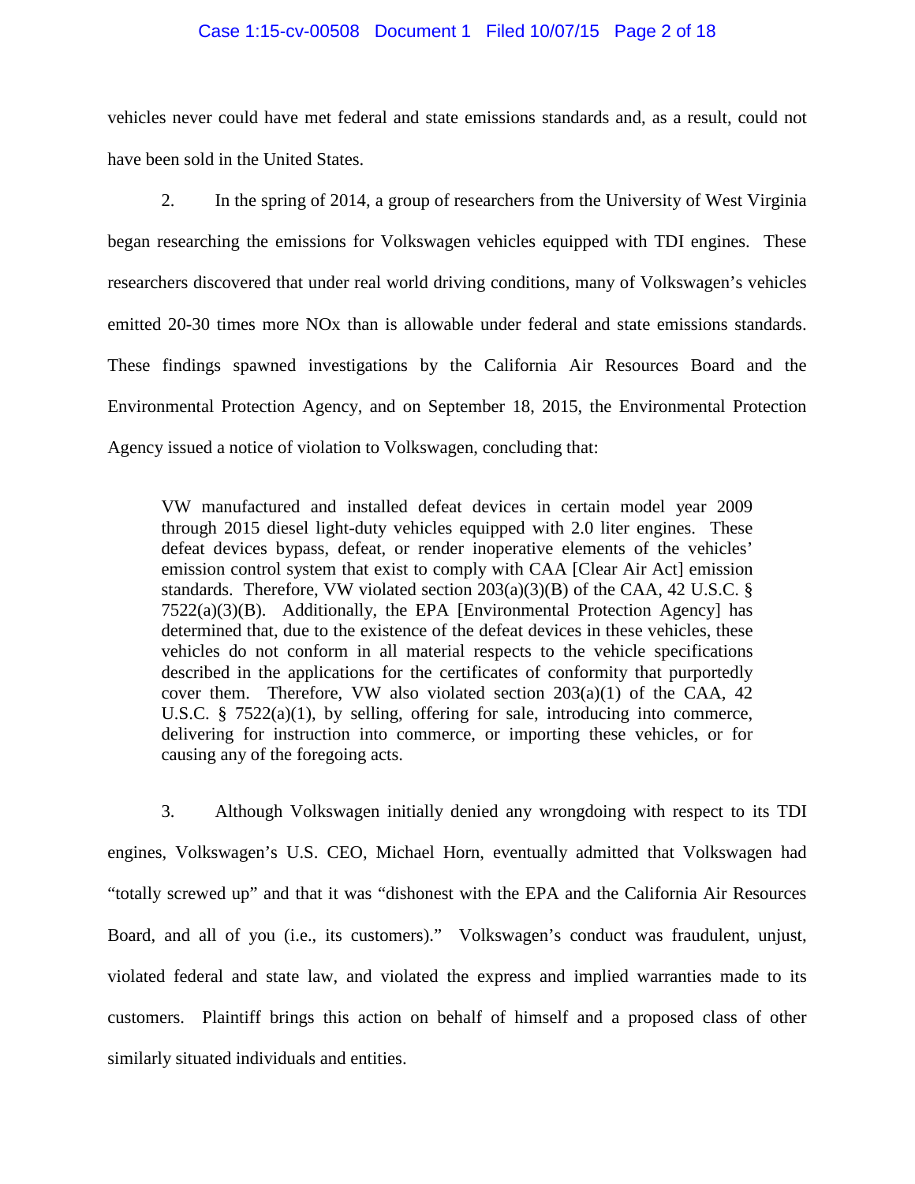vehicles never could have met federal and state emissions standards and, as a result, could not have been sold in the United States.

2. In the spring of 2014, a group of researchers from the University of West Virginia began researching the emissions for Volkswagen vehicles equipped with TDI engines. These researchers discovered that under real world driving conditions, many of Volkswagen's vehicles emitted 20-30 times more NOx than is allowable under federal and state emissions standards. These findings spawned investigations by the California Air Resources Board and the Environmental Protection Agency, and on September 18, 2015, the Environmental Protection Agency issued a notice of violation to Volkswagen, concluding that:

> VW manufactured and installed defeat devices in certain model year 2009 through 2015 diesel light-duty vehicles equipped with 2.0 liter engines. These defeat devices bypass, defeat, or render inoperative elements of the vehicles' emission control system that exist to comply with CAA [Clear Air Act] emission standards. Therefore, VW violated section 203(a)(3)(B) of the CAA, 42 U.S.C. § 7522(a)(3)(B). Additionally, the EPA [Environmental Protection Agency] has determined that, due to the existence of the defeat devices in these vehicles, these vehicles do not conform in all material respects to the vehicle specifications described in the applications for the certificates of conformity that purportedly cover them. Therefore, VW also violated section 203(a)(1) of the CAA, 42 U.S.C. § 7522(a)(1), by selling, offering for sale, introducing into commerce, delivering for instruction into commerce, or importing these vehicles, or for causing any of the foregoing acts.

3. Although Volkswagen initially denied any wrongdoing with respect to its TDI engines, Volkswagen's U.S. CEO, Michael Horn, eventually admitted that Volkswagen had "totally screwed up" and that it was "dishonest with the EPA and the California Air Resources Board, and all of you (i.e., its customers)." Volkswagen's conduct was fraudulent, unjust, violated federal and state law, and violated the express and implied warranties made to its customers. Plaintiff brings this action on behalf of himself and a proposed class of other similarly situated individuals and entities.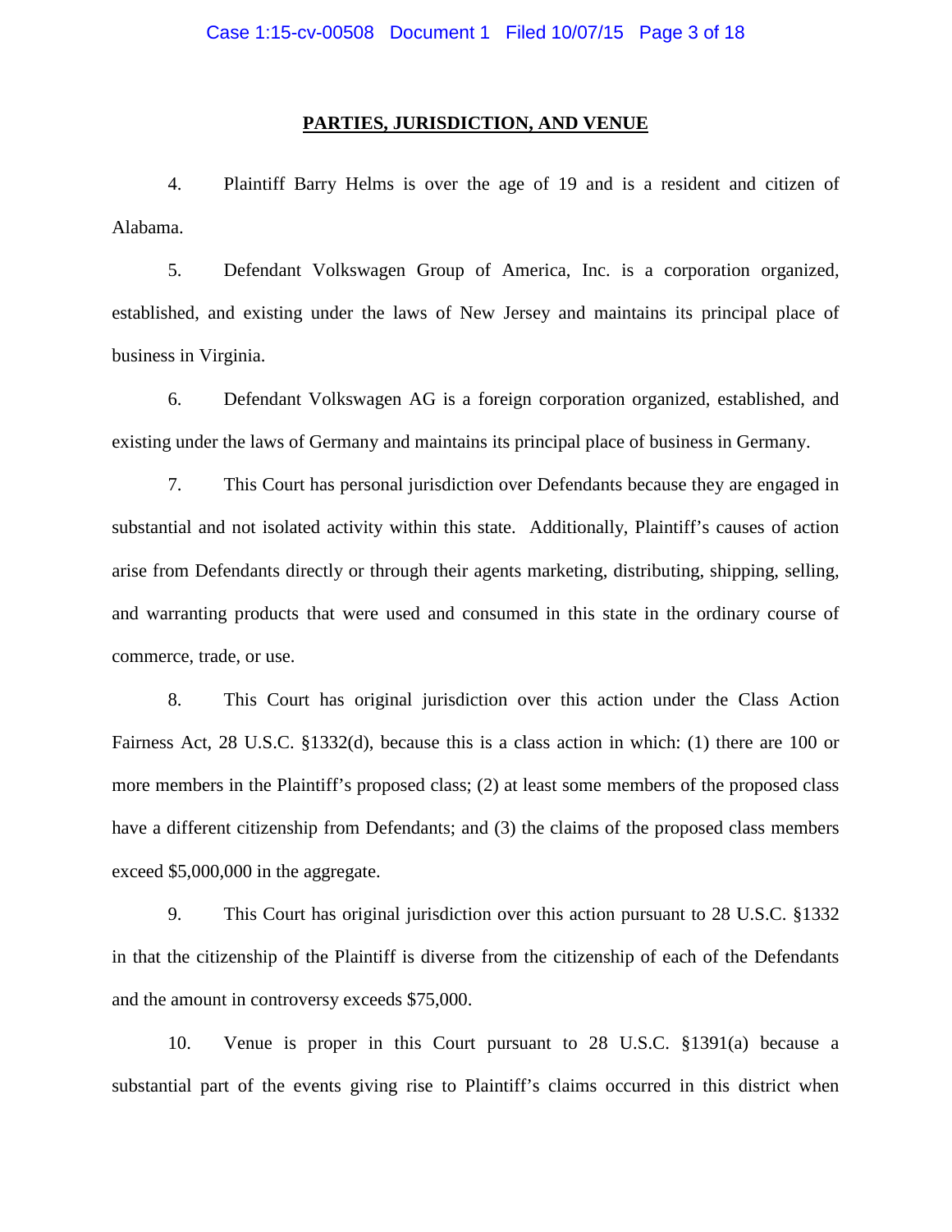## PARTIES, JURISDICTION, AND VENUE

4. Plaintiff Barry Helms is over the age of 19 and is a resident and citizen of Alabama.

5. Defendant Volkswagen Group of America, Inc. is a corporation organized, established, and existing under the laws of New Jersey and maintains its principal place of business in Virginia.

6. Defendant Volkswagen AG is a foreign corporation organized, established, and existing under the laws of Germany and maintains its principal place of business in Germany.

7. This Court has personal jurisdiction over Defendants because they are engaged in substantial and not isolated activity within this state. Additionally, Plaintiff's causes of action arise from Defendants directly or through their agents marketing, distributing, shipping, selling, and warranting products that were used and consumed in this state in the ordinary course of commerce, trade, or use.

8. This Court has original jurisdiction over this action under the Class Action Fairness Act, 28 U.S.C. §1332(d), because this is a class action in which: (1) there are 100 or more members in the Plaintiff's proposed class; (2) at least some members of the proposed class have a different citizenship from Defendants; and (3) the claims of the proposed class members exceed $5,000,000 in the aggregate.

9. This Court has original jurisdiction over this action pursuant to 28 U.S.C. §1332 in that the citizenship of the Plaintiff is diverse from the citizenship of each of the Defendants and the amount in controversy exceeds $75,000.

10. Venue is proper in this Court pursuant to 28 U.S.C. §1391(a) because a substantial part of the events giving rise to Plaintiff's claims occurred in this district when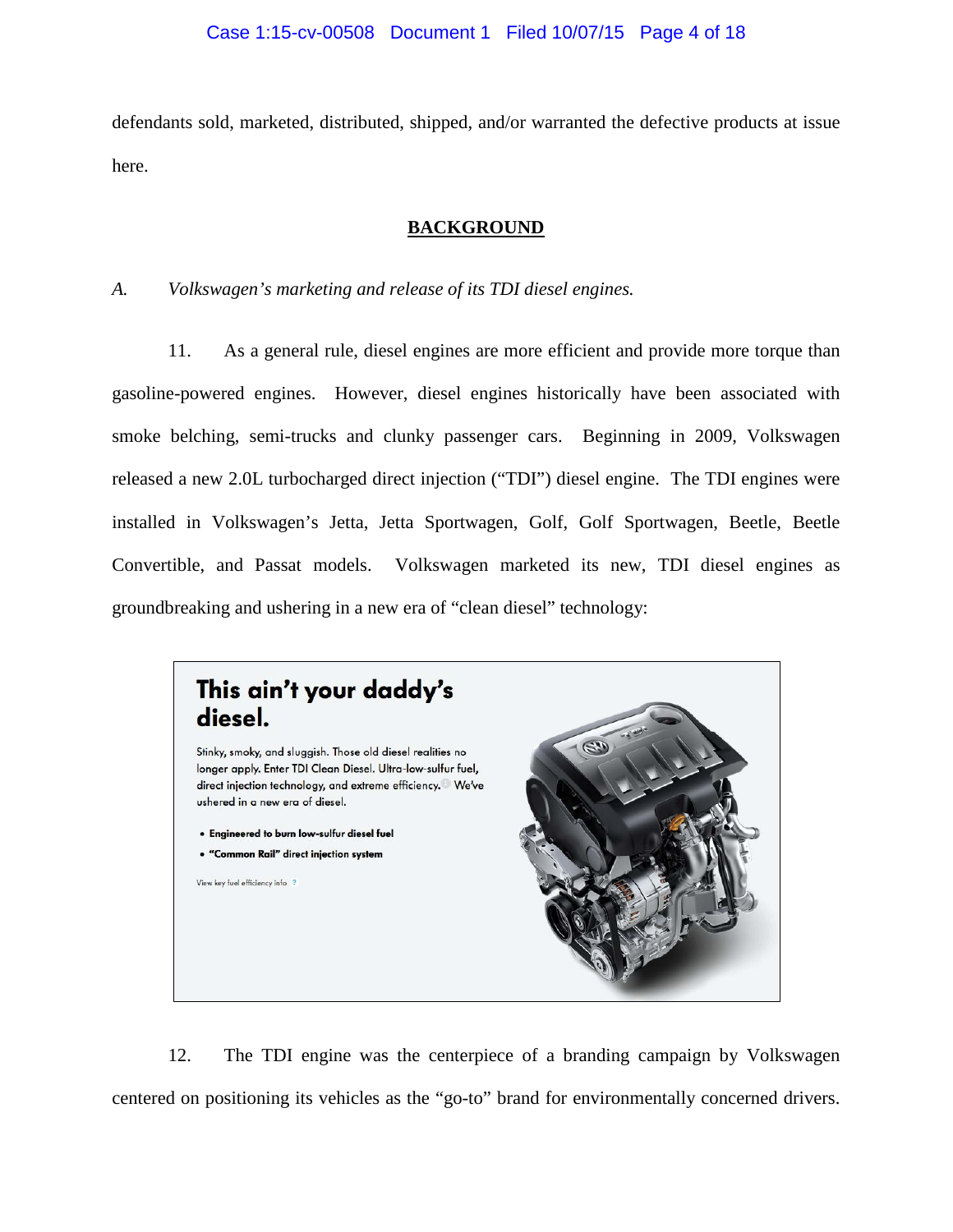defendants sold, marketed, distributed, shipped, and/or warranted the defective products at issue here.

## BACKGROUND

*A. Volkswagen's marketing and release of its TDI diesel engines.*

11. As a general rule, diesel engines are more efficient and provide more torque than gasoline-powered engines. However, diesel engines historically have been associated with smoke belching, semi-trucks and clunky passenger cars. Beginning in 2009, Volkswagen released a new 2.0L turbocharged direct injection ("TDI") diesel engine. The TDI engines were installed in Volkswagen's Jetta, Jetta Sportwagen, Golf, Golf Sportwagen, Beetle, Beetle Convertible, and Passat models. Volkswagen marketed its new, TDI diesel engines as groundbreaking and ushering in a new era of "clean diesel" technology:

> **This ain't your daddy's diesel.**
>
> Stinky, smoky, and sluggish. Those old diesel realities no longer apply. Enter TDI Clean Diesel. Ultra-low-sulfur fuel, direct injection technology, and extreme efficiency. We've ushered in a new era of diesel.
>
> - **Engineered to burn low-sulfur diesel fuel**
> - **"Common Rail" direct injection system**
>
> View key fuel efficiency info ?

12. The TDI engine was the centerpiece of a branding campaign by Volkswagen centered on positioning its vehicles as the "go-to" brand for environmentally concerned drivers.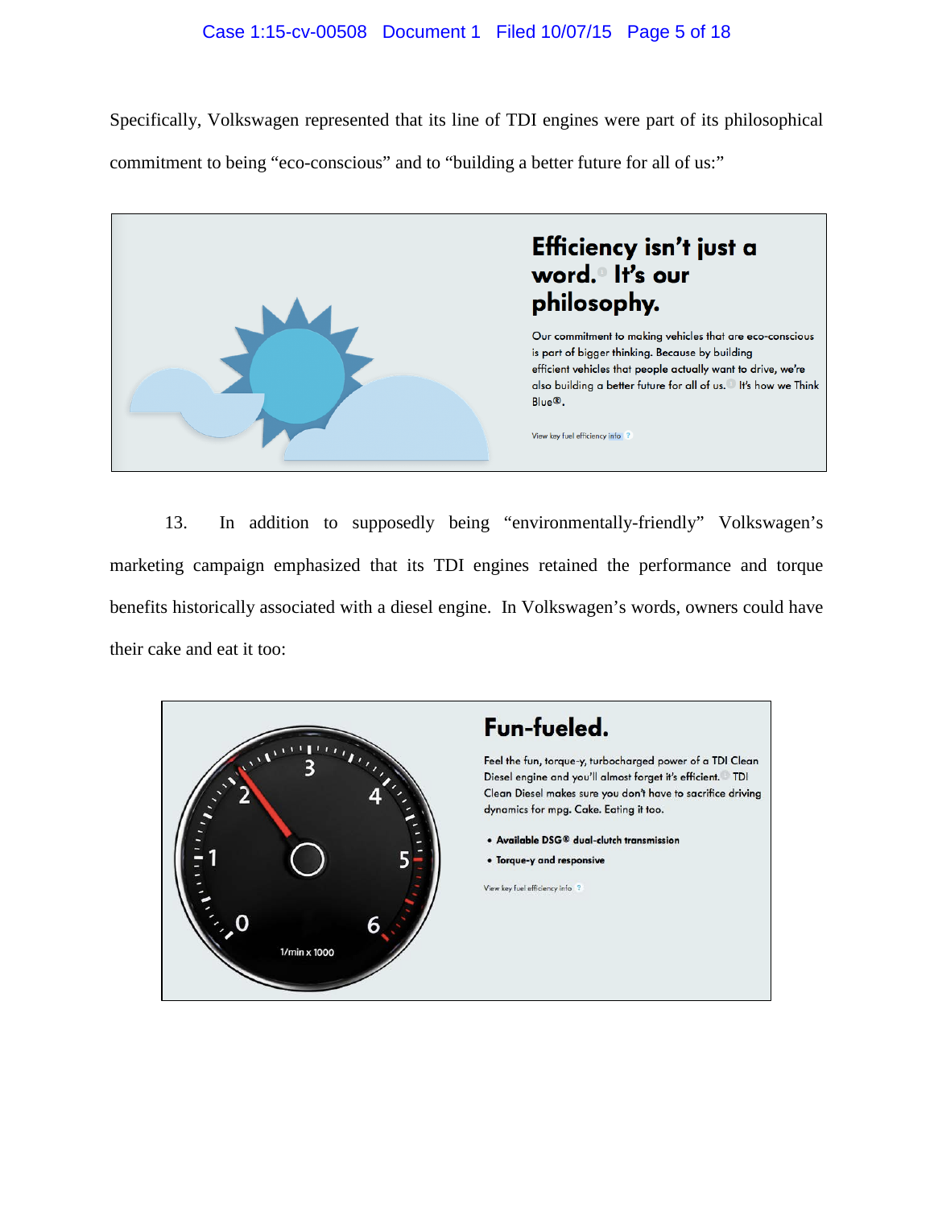Specifically, Volkswagen represented that its line of TDI engines were part of its philosophical commitment to being "eco-conscious" and to "building a better future for all of us:"

**Efficiency isn't just a word. It's our philosophy.**

Our commitment to making vehicles that are eco-conscious is part of bigger thinking. Because by building efficient vehicles that people actually want to drive, we're also building a better future for all of us. It's how we Think Blue®.

View key fuel efficiency info

13. In addition to supposedly being "environmentally-friendly" Volkswagen's marketing campaign emphasized that its TDI engines retained the performance and torque benefits historically associated with a diesel engine. In Volkswagen's words, owners could have their cake and eat it too:

**Fun-fueled.**

Feel the fun, torque-y, turbocharged power of a TDI Clean Diesel engine and you'll almost forget it's efficient. TDI Clean Diesel makes sure you don't have to sacrifice driving dynamics for mpg. Cake. Eating it too.

- **Available DSG® dual-clutch transmission**
- **Torque-y and responsive**

View key fuel efficiency info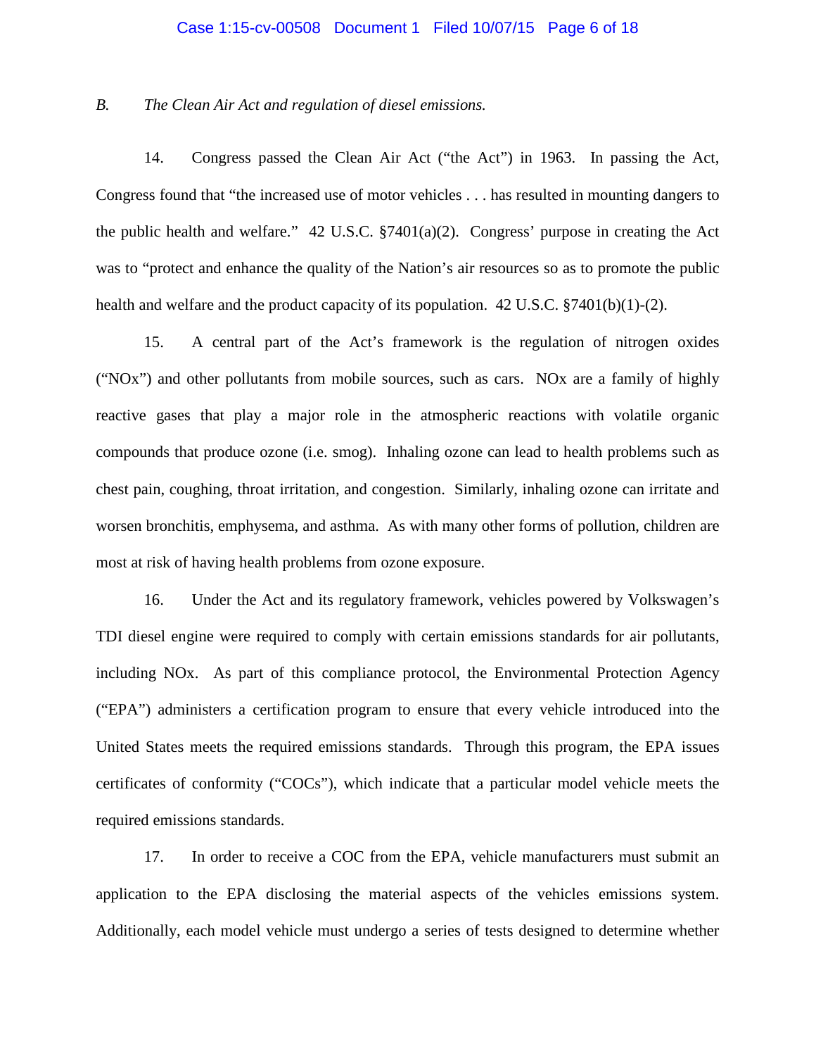*B. The Clean Air Act and regulation of diesel emissions.*

14. Congress passed the Clean Air Act ("the Act") in 1963. In passing the Act, Congress found that "the increased use of motor vehicles . . . has resulted in mounting dangers to the public health and welfare." 42 U.S.C. §7401(a)(2). Congress' purpose in creating the Act was to "protect and enhance the quality of the Nation's air resources so as to promote the public health and welfare and the product capacity of its population. 42 U.S.C. §7401(b)(1)-(2).

15. A central part of the Act's framework is the regulation of nitrogen oxides ("NOx") and other pollutants from mobile sources, such as cars. NOx are a family of highly reactive gases that play a major role in the atmospheric reactions with volatile organic compounds that produce ozone (i.e. smog). Inhaling ozone can lead to health problems such as chest pain, coughing, throat irritation, and congestion. Similarly, inhaling ozone can irritate and worsen bronchitis, emphysema, and asthma. As with many other forms of pollution, children are most at risk of having health problems from ozone exposure.

16. Under the Act and its regulatory framework, vehicles powered by Volkswagen's TDI diesel engine were required to comply with certain emissions standards for air pollutants, including NOx. As part of this compliance protocol, the Environmental Protection Agency ("EPA") administers a certification program to ensure that every vehicle introduced into the United States meets the required emissions standards. Through this program, the EPA issues certificates of conformity ("COCs"), which indicate that a particular model vehicle meets the required emissions standards.

17. In order to receive a COC from the EPA, vehicle manufacturers must submit an application to the EPA disclosing the material aspects of the vehicles emissions system. Additionally, each model vehicle must undergo a series of tests designed to determine whether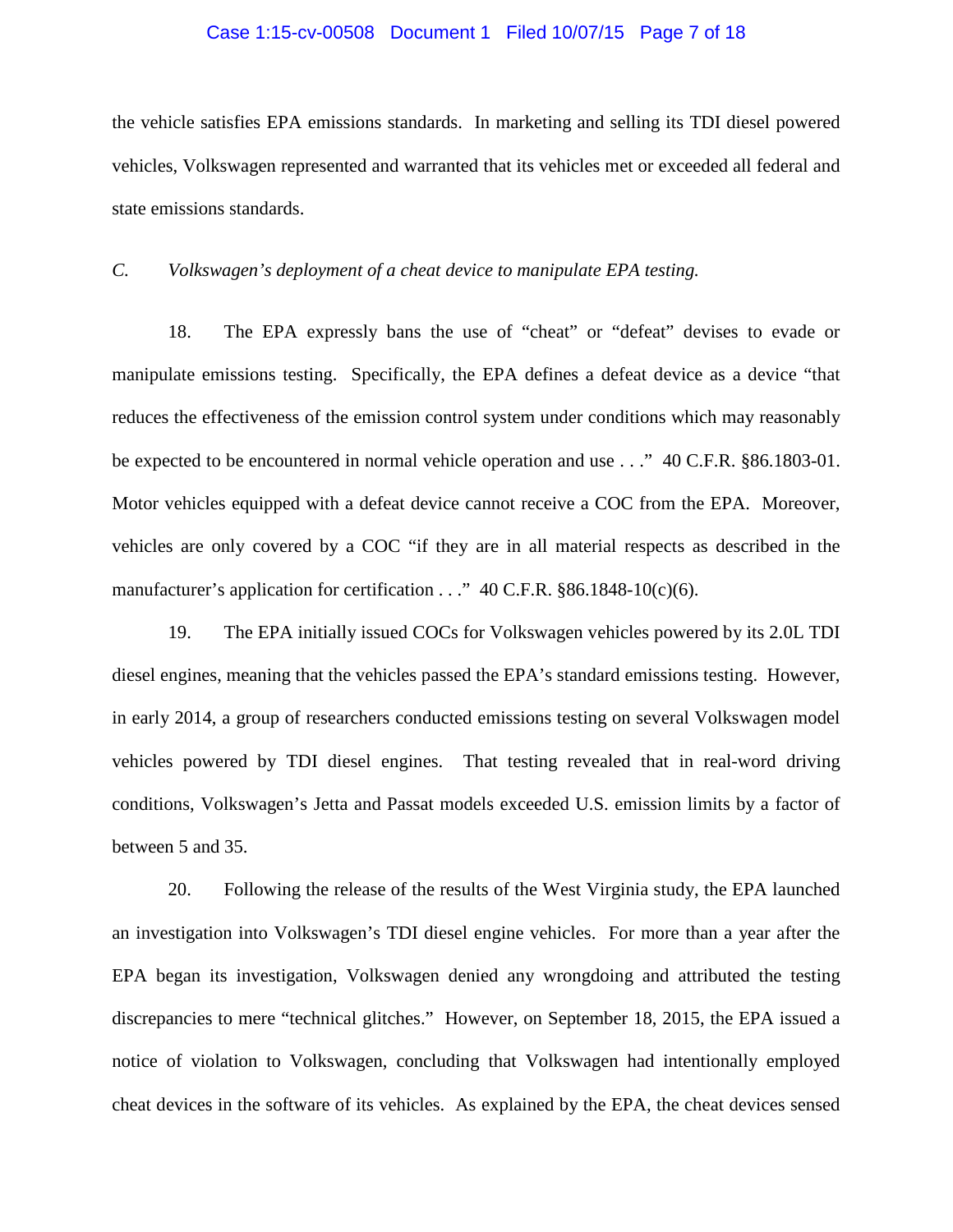the vehicle satisfies EPA emissions standards. In marketing and selling its TDI diesel powered vehicles, Volkswagen represented and warranted that its vehicles met or exceeded all federal and state emissions standards.

*C. Volkswagen's deployment of a cheat device to manipulate EPA testing.*

18. The EPA expressly bans the use of "cheat" or "defeat" devises to evade or manipulate emissions testing. Specifically, the EPA defines a defeat device as a device "that reduces the effectiveness of the emission control system under conditions which may reasonably be expected to be encountered in normal vehicle operation and use . . ." 40 C.F.R. §86.1803-01. Motor vehicles equipped with a defeat device cannot receive a COC from the EPA. Moreover, vehicles are only covered by a COC "if they are in all material respects as described in the manufacturer's application for certification . . ." 40 C.F.R. §86.1848-10(c)(6).

19. The EPA initially issued COCs for Volkswagen vehicles powered by its 2.0L TDI diesel engines, meaning that the vehicles passed the EPA's standard emissions testing. However, in early 2014, a group of researchers conducted emissions testing on several Volkswagen model vehicles powered by TDI diesel engines. That testing revealed that in real-word driving conditions, Volkswagen's Jetta and Passat models exceeded U.S. emission limits by a factor of between 5 and 35.

20. Following the release of the results of the West Virginia study, the EPA launched an investigation into Volkswagen's TDI diesel engine vehicles. For more than a year after the EPA began its investigation, Volkswagen denied any wrongdoing and attributed the testing discrepancies to mere "technical glitches." However, on September 18, 2015, the EPA issued a notice of violation to Volkswagen, concluding that Volkswagen had intentionally employed cheat devices in the software of its vehicles. As explained by the EPA, the cheat devices sensed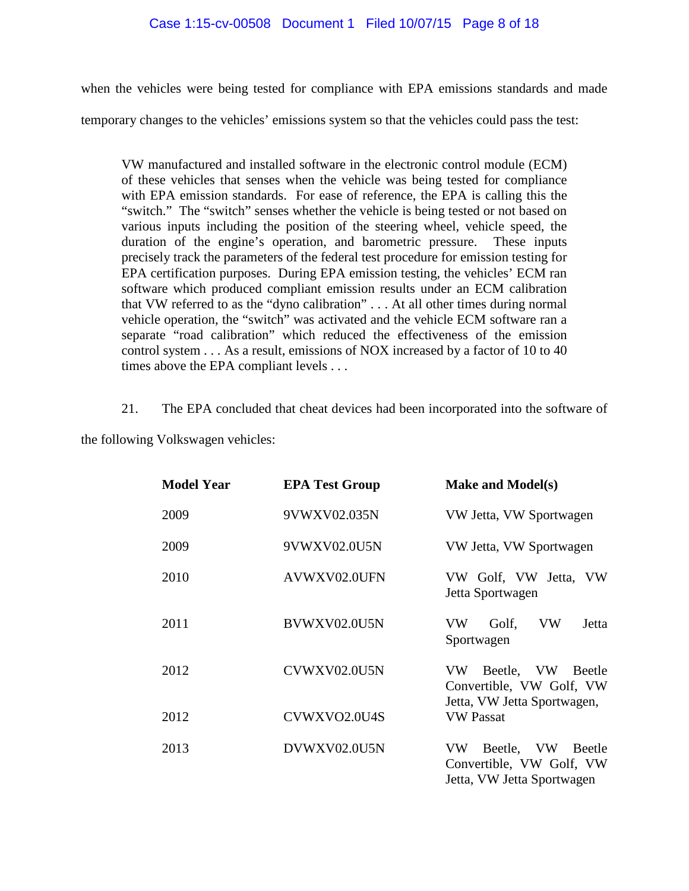when the vehicles were being tested for compliance with EPA emissions standards and made temporary changes to the vehicles' emissions system so that the vehicles could pass the test:

> VW manufactured and installed software in the electronic control module (ECM) of these vehicles that senses when the vehicle was being tested for compliance with EPA emission standards. For ease of reference, the EPA is calling this the "switch." The "switch" senses whether the vehicle is being tested or not based on various inputs including the position of the steering wheel, vehicle speed, the duration of the engine's operation, and barometric pressure. These inputs precisely track the parameters of the federal test procedure for emission testing for EPA certification purposes. During EPA emission testing, the vehicles' ECM ran software which produced compliant emission results under an ECM calibration that VW referred to as the "dyno calibration" . . . At all other times during normal vehicle operation, the "switch" was activated and the vehicle ECM software ran a separate "road calibration" which reduced the effectiveness of the emission control system . . . As a result, emissions of NOX increased by a factor of 10 to 40 times above the EPA compliant levels . . .

21. The EPA concluded that cheat devices had been incorporated into the software of the following Volkswagen vehicles:

| Model Year | EPA Test Group | Make and Model(s) |
|---|---|---|
| 2009 | 9VWXV02.035N | VW Jetta, VW Sportwagen |
| 2009 | 9VWXV02.0U5N | VW Jetta, VW Sportwagen |
| 2010 | AVWXV02.0UFN | VW Golf, VW Jetta, VW Jetta Sportwagen |
| 2011 | BVWXV02.0U5N | VW Golf, VW Jetta Sportwagen |
| 2012 | CVWXV02.0U5N | VW Beetle, VW Beetle Convertible, VW Golf, VW Jetta, VW Jetta Sportwagen, |
| 2012 | CVWXVO2.0U4S | VW Passat |
| 2013 | DVWXV02.0U5N | VW Beetle, VW Beetle Convertible, VW Golf, VW Jetta, VW Jetta Sportwagen |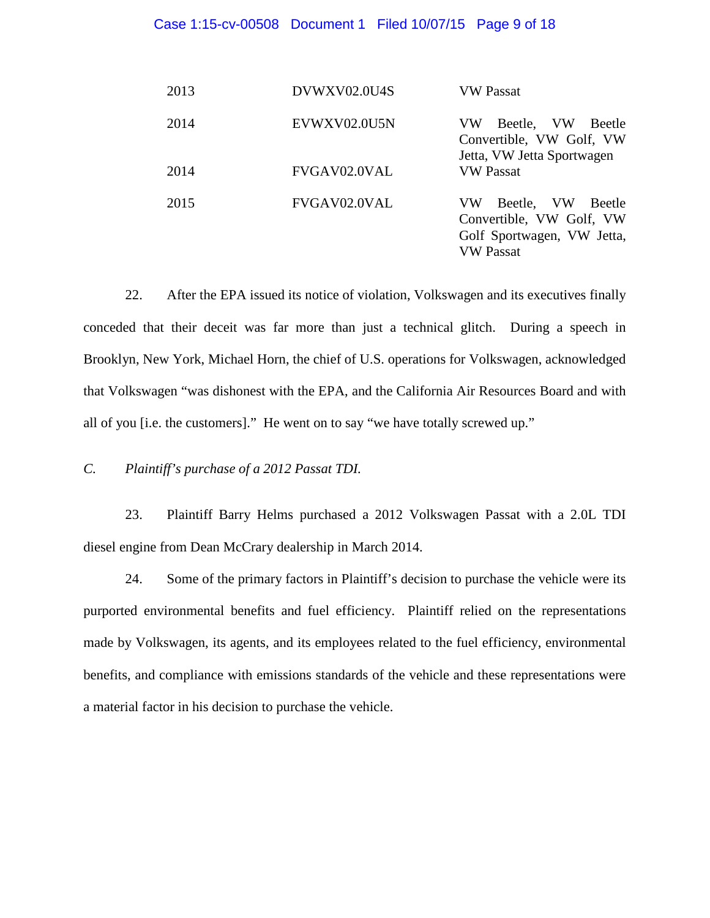| | | |
|---|---|---|
| 2013 | DVWXV02.0U4S | VW Passat |
| 2014 | EVWXV02.0U5N | VW Beetle, VW Beetle Convertible, VW Golf, VW Jetta, VW Jetta Sportwagen |
| 2014 | FVGAV02.0VAL | VW Passat |
| 2015 | FVGAV02.0VAL | VW Beetle, VW Beetle Convertible, VW Golf, VW Golf Sportwagen, VW Jetta, VW Passat |

22. After the EPA issued its notice of violation, Volkswagen and its executives finally conceded that their deceit was far more than just a technical glitch. During a speech in Brooklyn, New York, Michael Horn, the chief of U.S. operations for Volkswagen, acknowledged that Volkswagen "was dishonest with the EPA, and the California Air Resources Board and with all of you [i.e. the customers]." He went on to say "we have totally screwed up."

*C. Plaintiff's purchase of a 2012 Passat TDI.*

23. Plaintiff Barry Helms purchased a 2012 Volkswagen Passat with a 2.0L TDI diesel engine from Dean McCrary dealership in March 2014.

24. Some of the primary factors in Plaintiff's decision to purchase the vehicle were its purported environmental benefits and fuel efficiency. Plaintiff relied on the representations made by Volkswagen, its agents, and its employees related to the fuel efficiency, environmental benefits, and compliance with emissions standards of the vehicle and these representations were a material factor in his decision to purchase the vehicle.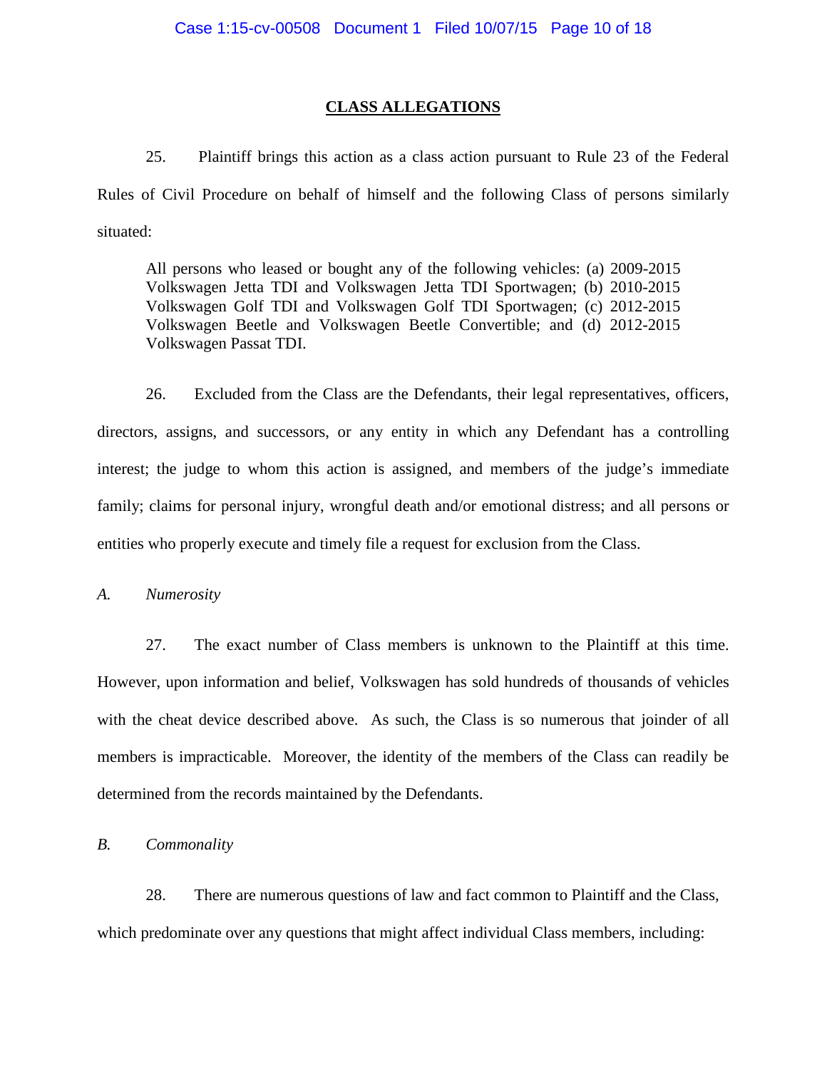## **CLASS ALLEGATIONS**

25. Plaintiff brings this action as a class action pursuant to Rule 23 of the Federal Rules of Civil Procedure on behalf of himself and the following Class of persons similarly situated:

> All persons who leased or bought any of the following vehicles: (a) 2009-2015 Volkswagen Jetta TDI and Volkswagen Jetta TDI Sportwagen; (b) 2010-2015 Volkswagen Golf TDI and Volkswagen Golf TDI Sportwagen; (c) 2012-2015 Volkswagen Beetle and Volkswagen Beetle Convertible; and (d) 2012-2015 Volkswagen Passat TDI.

26. Excluded from the Class are the Defendants, their legal representatives, officers, directors, assigns, and successors, or any entity in which any Defendant has a controlling interest; the judge to whom this action is assigned, and members of the judge's immediate family; claims for personal injury, wrongful death and/or emotional distress; and all persons or entities who properly execute and timely file a request for exclusion from the Class.

*A. Numerosity*

27. The exact number of Class members is unknown to the Plaintiff at this time. However, upon information and belief, Volkswagen has sold hundreds of thousands of vehicles with the cheat device described above. As such, the Class is so numerous that joinder of all members is impracticable. Moreover, the identity of the members of the Class can readily be determined from the records maintained by the Defendants.

*B. Commonality*

28. There are numerous questions of law and fact common to Plaintiff and the Class, which predominate over any questions that might affect individual Class members, including: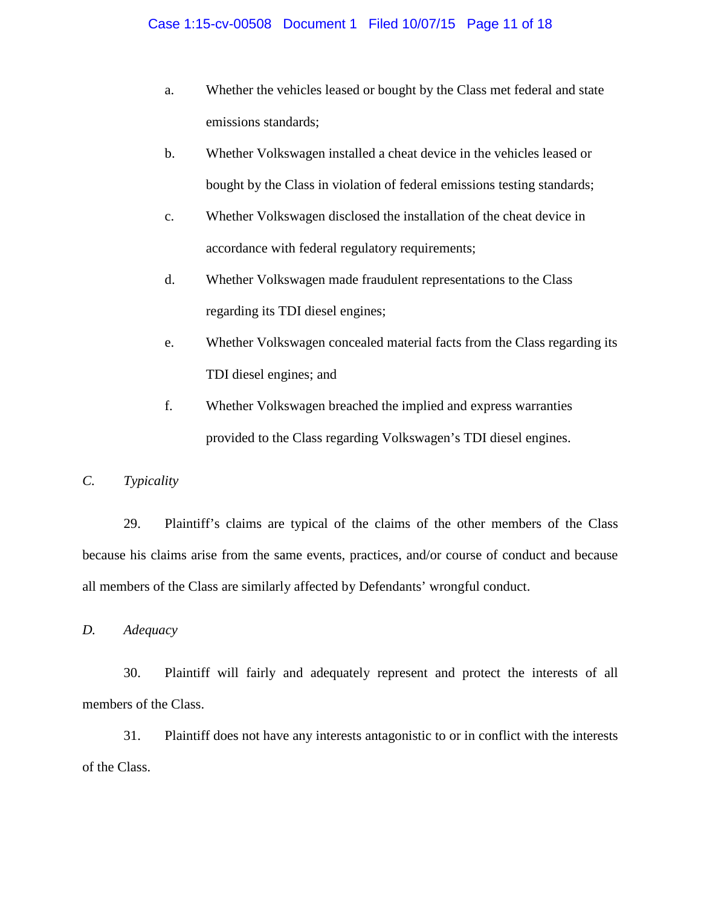a. Whether the vehicles leased or bought by the Class met federal and state emissions standards;

b. Whether Volkswagen installed a cheat device in the vehicles leased or bought by the Class in violation of federal emissions testing standards;

c. Whether Volkswagen disclosed the installation of the cheat device in accordance with federal regulatory requirements;

d. Whether Volkswagen made fraudulent representations to the Class regarding its TDI diesel engines;

e. Whether Volkswagen concealed material facts from the Class regarding its TDI diesel engines; and

f. Whether Volkswagen breached the implied and express warranties provided to the Class regarding Volkswagen's TDI diesel engines.

### *C. Typicality*

29. Plaintiff's claims are typical of the claims of the other members of the Class because his claims arise from the same events, practices, and/or course of conduct and because all members of the Class are similarly affected by Defendants' wrongful conduct.

### *D. Adequacy*

30. Plaintiff will fairly and adequately represent and protect the interests of all members of the Class.

31. Plaintiff does not have any interests antagonistic to or in conflict with the interests of the Class.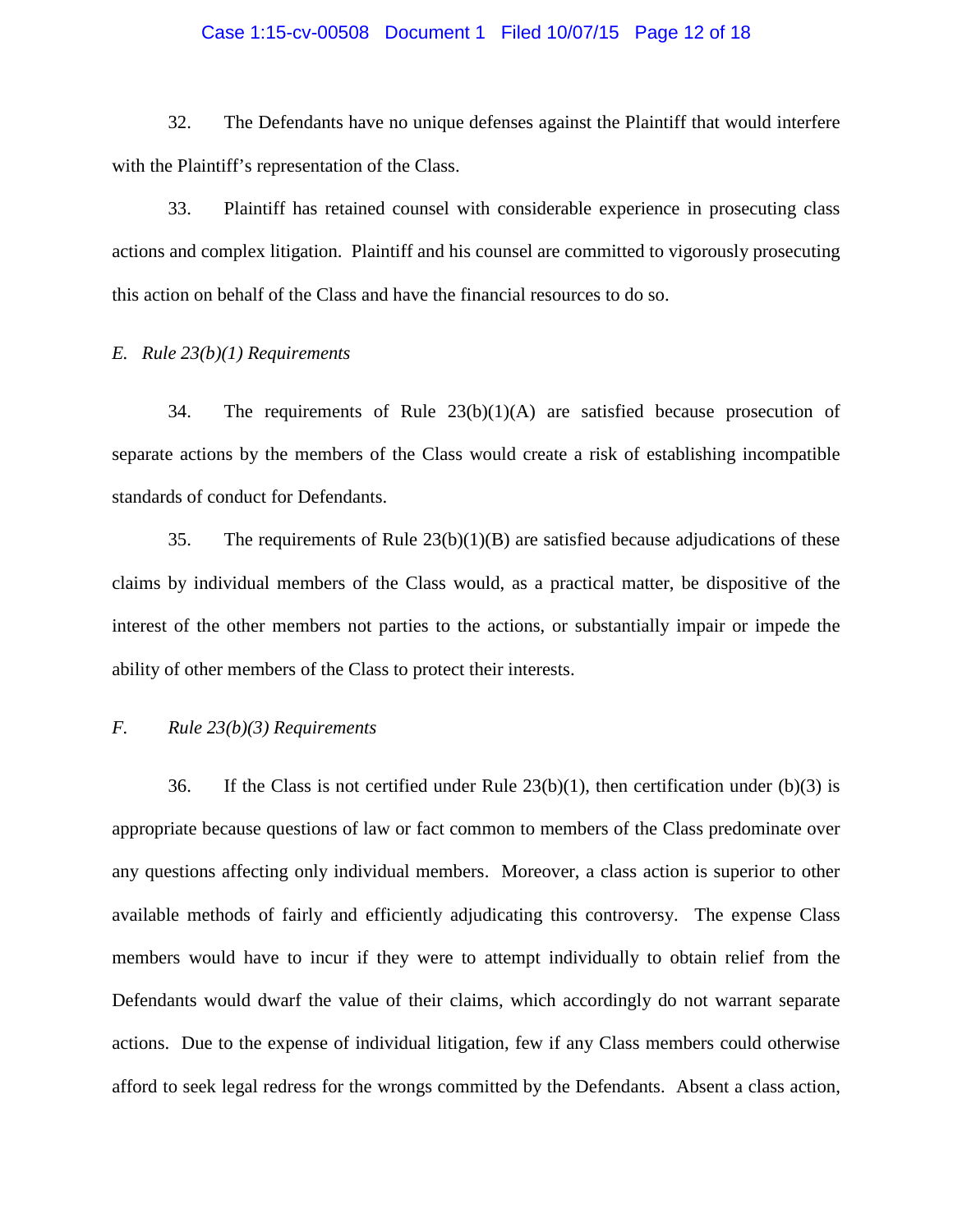32. The Defendants have no unique defenses against the Plaintiff that would interfere with the Plaintiff's representation of the Class.

33. Plaintiff has retained counsel with considerable experience in prosecuting class actions and complex litigation. Plaintiff and his counsel are committed to vigorously prosecuting this action on behalf of the Class and have the financial resources to do so.

*E. Rule 23(b)(1) Requirements*

34. The requirements of Rule 23(b)(1)(A) are satisfied because prosecution of separate actions by the members of the Class would create a risk of establishing incompatible standards of conduct for Defendants.

35. The requirements of Rule 23(b)(1)(B) are satisfied because adjudications of these claims by individual members of the Class would, as a practical matter, be dispositive of the interest of the other members not parties to the actions, or substantially impair or impede the ability of other members of the Class to protect their interests.

*F. Rule 23(b)(3) Requirements*

36. If the Class is not certified under Rule 23(b)(1), then certification under (b)(3) is appropriate because questions of law or fact common to members of the Class predominate over any questions affecting only individual members. Moreover, a class action is superior to other available methods of fairly and efficiently adjudicating this controversy. The expense Class members would have to incur if they were to attempt individually to obtain relief from the Defendants would dwarf the value of their claims, which accordingly do not warrant separate actions. Due to the expense of individual litigation, few if any Class members could otherwise afford to seek legal redress for the wrongs committed by the Defendants. Absent a class action,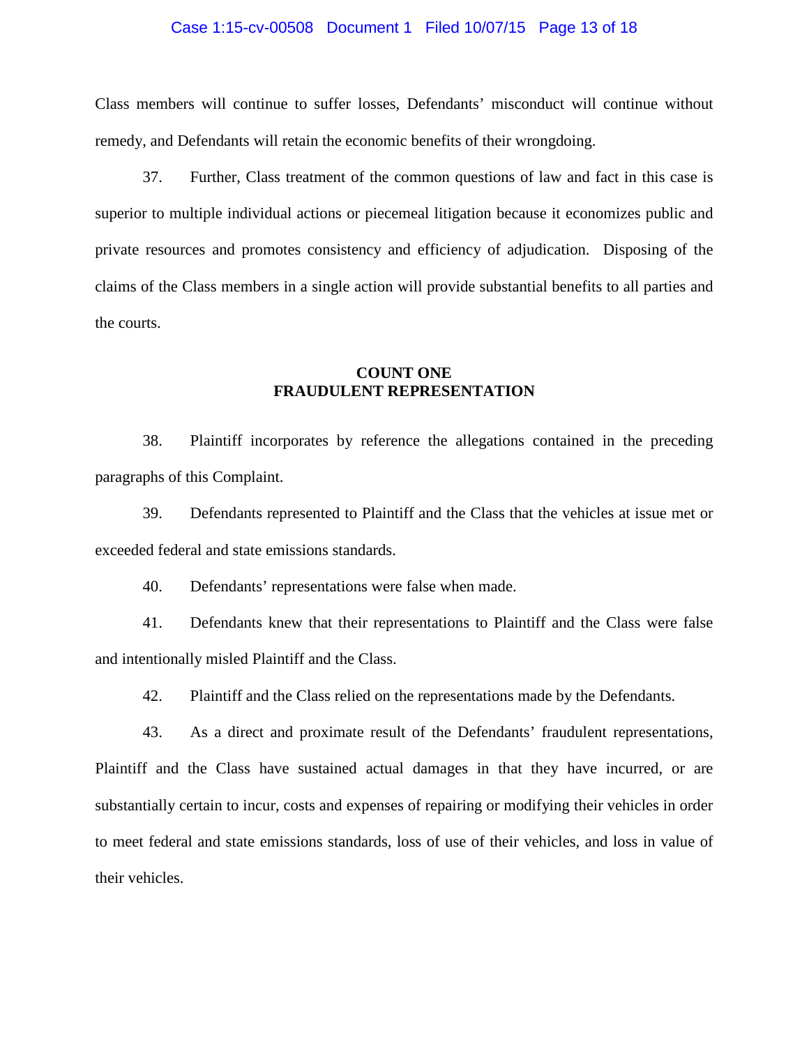Class members will continue to suffer losses, Defendants' misconduct will continue without remedy, and Defendants will retain the economic benefits of their wrongdoing.

37. Further, Class treatment of the common questions of law and fact in this case is superior to multiple individual actions or piecemeal litigation because it economizes public and private resources and promotes consistency and efficiency of adjudication. Disposing of the claims of the Class members in a single action will provide substantial benefits to all parties and the courts.

## COUNT ONE
## FRAUDULENT REPRESENTATION

38. Plaintiff incorporates by reference the allegations contained in the preceding paragraphs of this Complaint.

39. Defendants represented to Plaintiff and the Class that the vehicles at issue met or exceeded federal and state emissions standards.

40. Defendants' representations were false when made.

41. Defendants knew that their representations to Plaintiff and the Class were false and intentionally misled Plaintiff and the Class.

42. Plaintiff and the Class relied on the representations made by the Defendants.

43. As a direct and proximate result of the Defendants' fraudulent representations, Plaintiff and the Class have sustained actual damages in that they have incurred, or are substantially certain to incur, costs and expenses of repairing or modifying their vehicles in order to meet federal and state emissions standards, loss of use of their vehicles, and loss in value of their vehicles.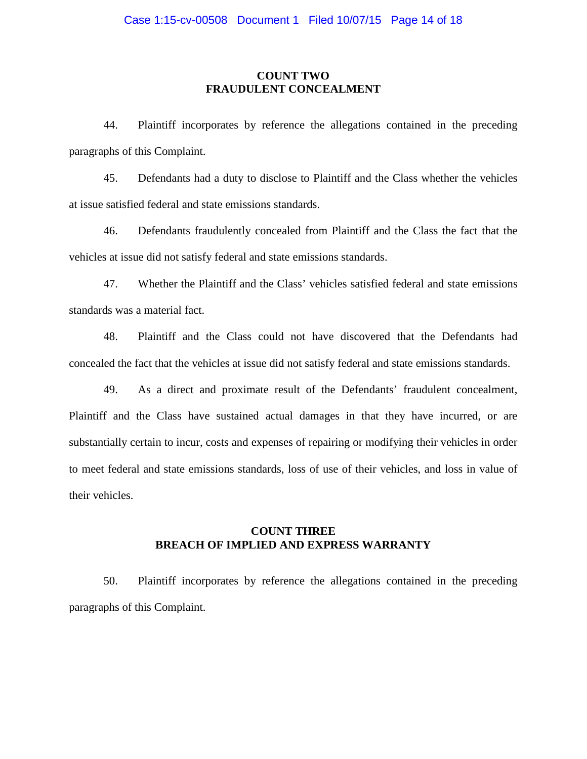## COUNT TWO
## FRAUDULENT CONCEALMENT

44. Plaintiff incorporates by reference the allegations contained in the preceding paragraphs of this Complaint.

45. Defendants had a duty to disclose to Plaintiff and the Class whether the vehicles at issue satisfied federal and state emissions standards.

46. Defendants fraudulently concealed from Plaintiff and the Class the fact that the vehicles at issue did not satisfy federal and state emissions standards.

47. Whether the Plaintiff and the Class' vehicles satisfied federal and state emissions standards was a material fact.

48. Plaintiff and the Class could not have discovered that the Defendants had concealed the fact that the vehicles at issue did not satisfy federal and state emissions standards.

49. As a direct and proximate result of the Defendants' fraudulent concealment, Plaintiff and the Class have sustained actual damages in that they have incurred, or are substantially certain to incur, costs and expenses of repairing or modifying their vehicles in order to meet federal and state emissions standards, loss of use of their vehicles, and loss in value of their vehicles.

## COUNT THREE
## BREACH OF IMPLIED AND EXPRESS WARRANTY

50. Plaintiff incorporates by reference the allegations contained in the preceding paragraphs of this Complaint.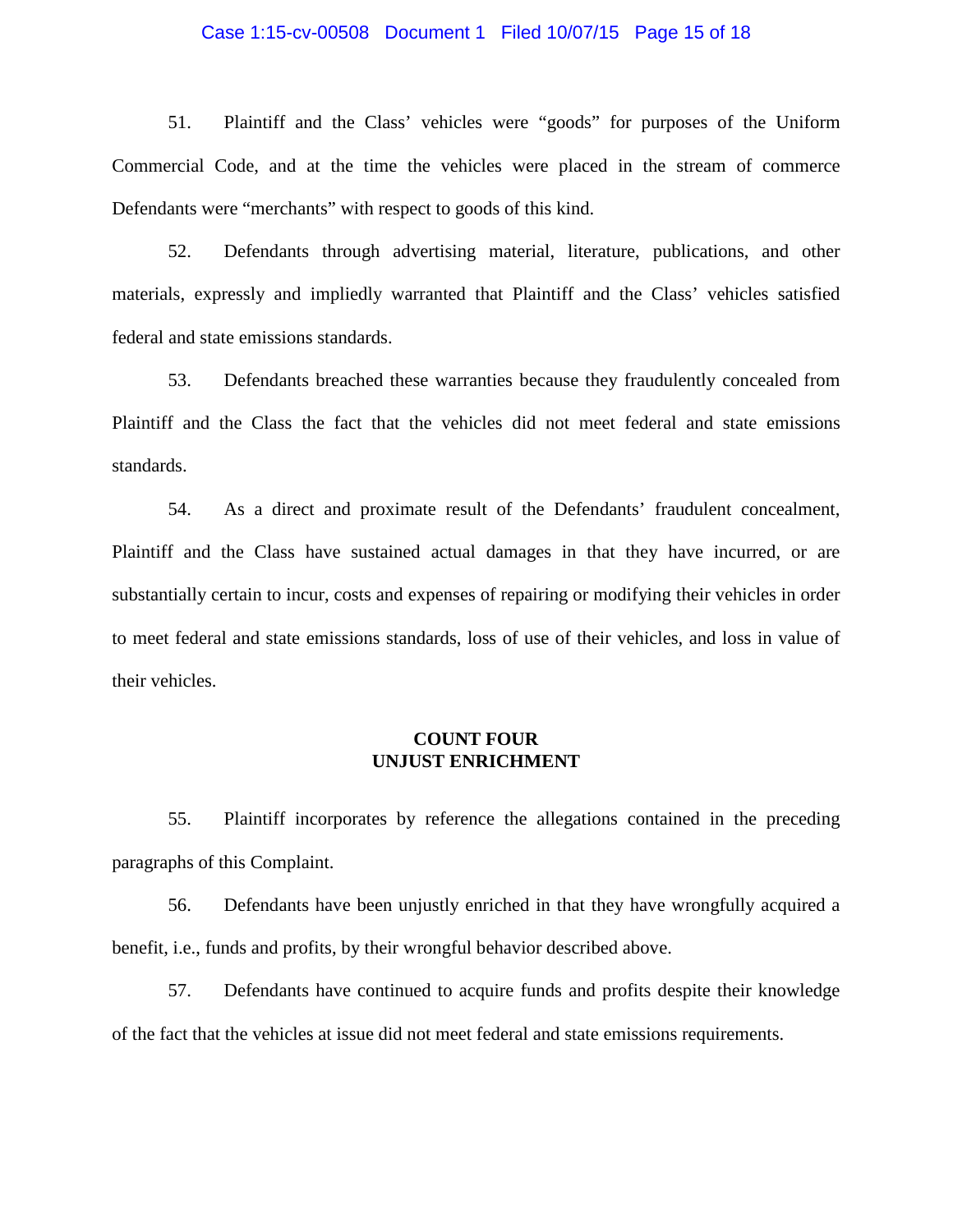51. Plaintiff and the Class' vehicles were "goods" for purposes of the Uniform Commercial Code, and at the time the vehicles were placed in the stream of commerce Defendants were "merchants" with respect to goods of this kind.

52. Defendants through advertising material, literature, publications, and other materials, expressly and impliedly warranted that Plaintiff and the Class' vehicles satisfied federal and state emissions standards.

53. Defendants breached these warranties because they fraudulently concealed from Plaintiff and the Class the fact that the vehicles did not meet federal and state emissions standards.

54. As a direct and proximate result of the Defendants' fraudulent concealment, Plaintiff and the Class have sustained actual damages in that they have incurred, or are substantially certain to incur, costs and expenses of repairing or modifying their vehicles in order to meet federal and state emissions standards, loss of use of their vehicles, and loss in value of their vehicles.

**COUNT FOUR**
**UNJUST ENRICHMENT**

55. Plaintiff incorporates by reference the allegations contained in the preceding paragraphs of this Complaint.

56. Defendants have been unjustly enriched in that they have wrongfully acquired a benefit, i.e., funds and profits, by their wrongful behavior described above.

57. Defendants have continued to acquire funds and profits despite their knowledge of the fact that the vehicles at issue did not meet federal and state emissions requirements.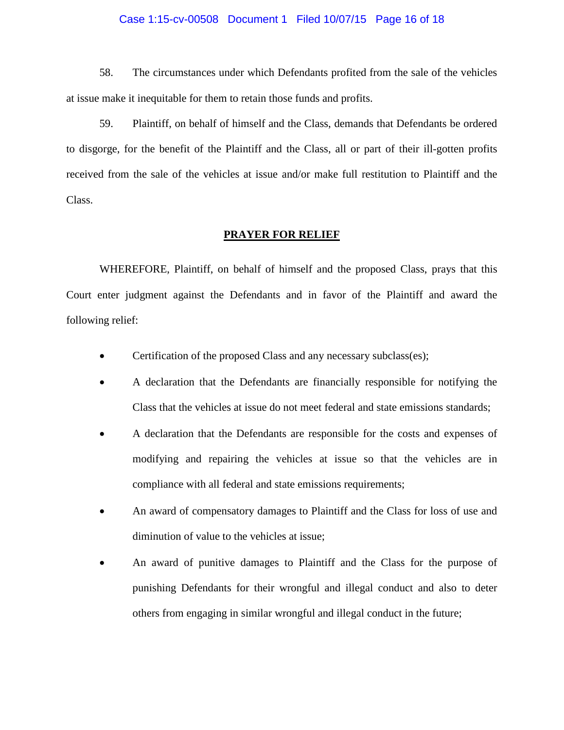58. The circumstances under which Defendants profited from the sale of the vehicles at issue make it inequitable for them to retain those funds and profits.

59. Plaintiff, on behalf of himself and the Class, demands that Defendants be ordered to disgorge, for the benefit of the Plaintiff and the Class, all or part of their ill-gotten profits received from the sale of the vehicles at issue and/or make full restitution to Plaintiff and the Class.

## PRAYER FOR RELIEF

WHEREFORE, Plaintiff, on behalf of himself and the proposed Class, prays that this Court enter judgment against the Defendants and in favor of the Plaintiff and award the following relief:

- Certification of the proposed Class and any necessary subclass(es);
- A declaration that the Defendants are financially responsible for notifying the Class that the vehicles at issue do not meet federal and state emissions standards;
- A declaration that the Defendants are responsible for the costs and expenses of modifying and repairing the vehicles at issue so that the vehicles are in compliance with all federal and state emissions requirements;
- An award of compensatory damages to Plaintiff and the Class for loss of use and diminution of value to the vehicles at issue;
- An award of punitive damages to Plaintiff and the Class for the purpose of punishing Defendants for their wrongful and illegal conduct and also to deter others from engaging in similar wrongful and illegal conduct in the future;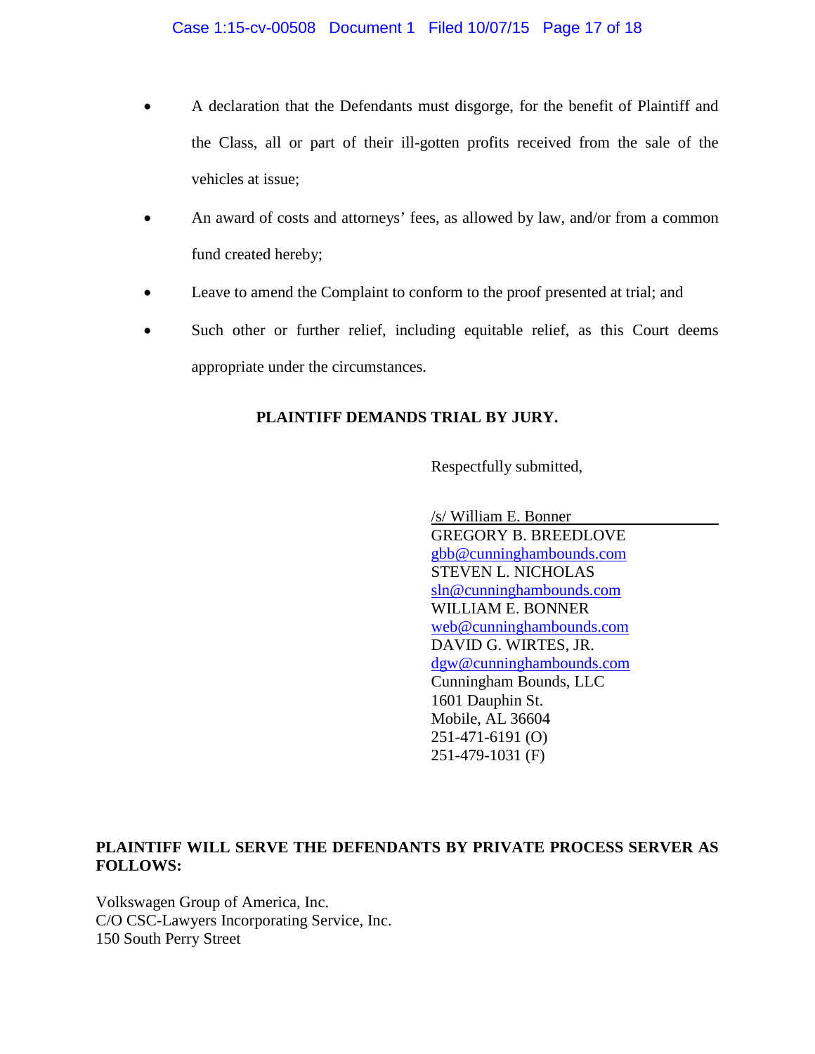- A declaration that the Defendants must disgorge, for the benefit of Plaintiff and the Class, all or part of their ill-gotten profits received from the sale of the vehicles at issue;
- An award of costs and attorneys' fees, as allowed by law, and/or from a common fund created hereby;
- Leave to amend the Complaint to conform to the proof presented at trial; and
- Such other or further relief, including equitable relief, as this Court deems appropriate under the circumstances.

**PLAINTIFF DEMANDS TRIAL BY JURY.**

Respectfully submitted,

/s/ William E. Bonner
GREGORY B. BREEDLOVE
gbb@cunninghambounds.com
STEVEN L. NICHOLAS
sln@cunninghambounds.com
WILLIAM E. BONNER
web@cunninghambounds.com
DAVID G. WIRTES, JR.
dgw@cunninghambounds.com
Cunningham Bounds, LLC
1601 Dauphin St.
Mobile, AL 36604
251-471-6191 (O)
251-479-1031 (F)

**PLAINTIFF WILL SERVE THE DEFENDANTS BY PRIVATE PROCESS SERVER AS FOLLOWS:**

Volkswagen Group of America, Inc.
C/O CSC-Lawyers Incorporating Service, Inc.
150 South Perry Street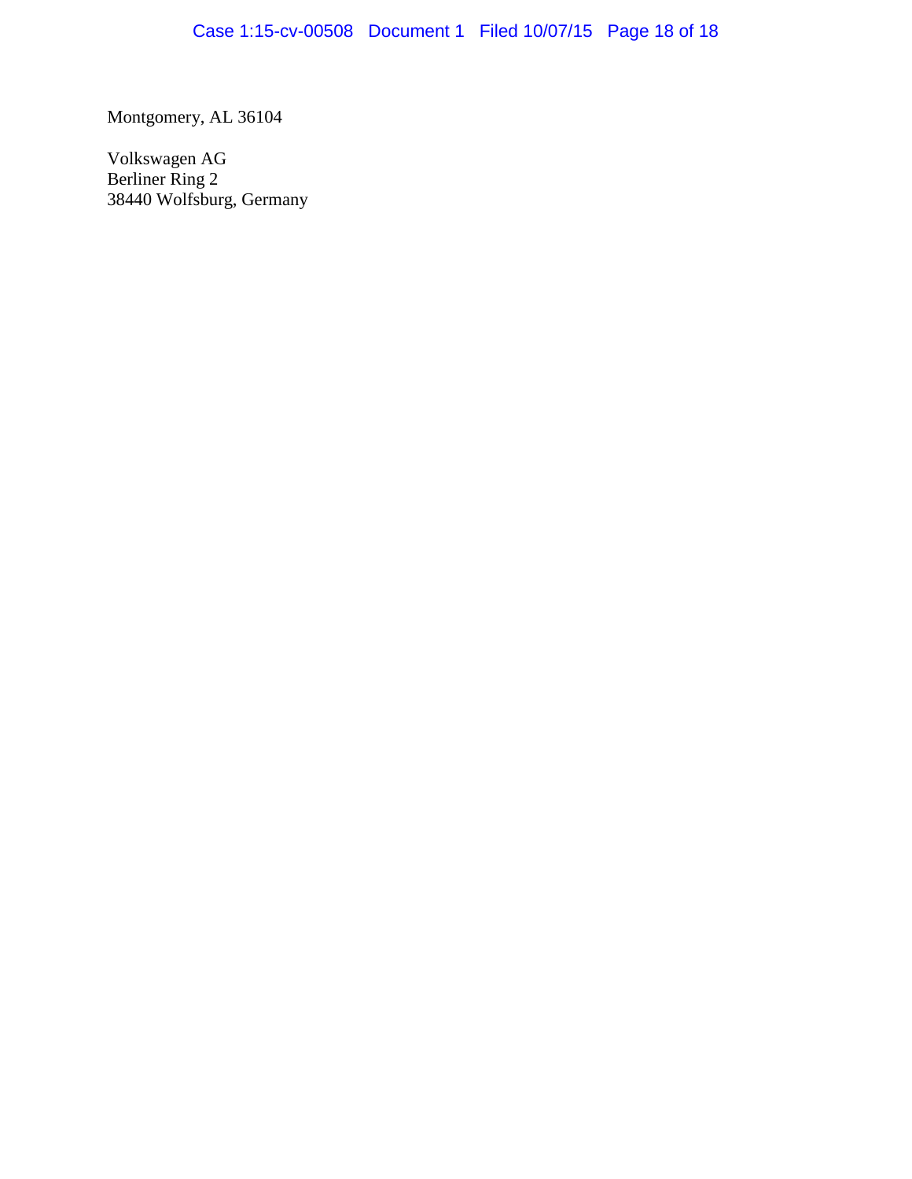Montgomery, AL 36104

Volkswagen AG
Berliner Ring 2
38440 Wolfsburg, Germany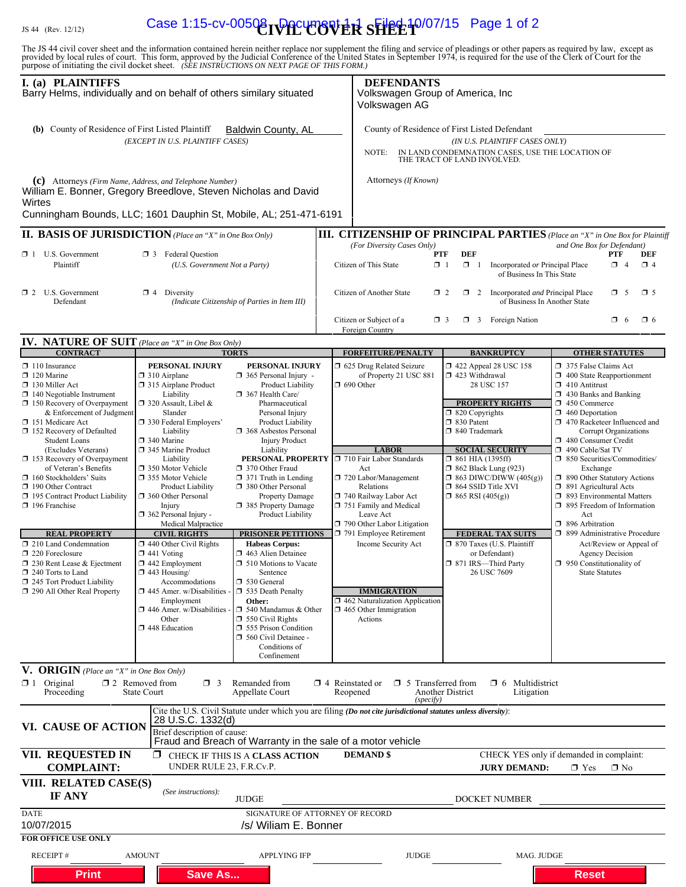JS 44 (Rev. 12/12)

# CIVIL COVER SHEET

The JS 44 civil cover sheet and the information contained herein neither replace nor supplement the filing and service of pleadings or other papers as required by law, except as provided by local rules of court. This form, approved by the Judicial Conference of the United States in September 1974, is required for the use of the Clerk of Court for the purpose of initiating the civil docket sheet. *(SEE INSTRUCTIONS ON NEXT PAGE OF THIS FORM.)*

## I. (a) PLAINTIFFS

Barry Helms, individually and on behalf of others similary situated

## DEFENDANTS

Volkswagen Group of America, Inc
Volkswagen AG

**(b)** County of Residence of First Listed Plaintiff: Baldwin County, AL
*(EXCEPT IN U.S. PLAINTIFF CASES)*

County of Residence of First Listed Defendant: 
*(IN U.S. PLAINTIFF CASES ONLY)*
NOTE: IN LAND CONDEMNATION CASES, USE THE LOCATION OF THE TRACT OF LAND INVOLVED.

**(c)** Attorneys *(Firm Name, Address, and Telephone Number)*
William E. Bonner, Gregory Breedlove, Steven Nicholas and David Wirtes
Cunningham Bounds, LLC; 1601 Dauphin St, Mobile, AL; 251-471-6191

Attorneys *(If Known)*

## II. BASIS OF JURISDICTION *(Place an "X" in One Box Only)*

- ☐ 1 U.S. Government Plaintiff
- ☐ 3 Federal Question *(U.S. Government Not a Party)*
- ☐ 2 U.S. Government Defendant
- ☐ 4 Diversity *(Indicate Citizenship of Parties in Item III)*

## III. CITIZENSHIP OF PRINCIPAL PARTIES *(Place an "X" in One Box for Plaintiff and One Box for Defendant)*

*(For Diversity Cases Only)*

| | PTF | DEF | | PTF | DEF |
|---|---|---|---|---|---|
| Citizen of This State | ☐ 1 | ☐ 1 | Incorporated *or* Principal Place of Business In This State | ☐ 4 | ☐ 4 |
| Citizen of Another State | ☐ 2 | ☐ 2 | Incorporated *and* Principal Place of Business In Another State | ☐ 5 | ☐ 5 |
| Citizen or Subject of a Foreign Country | ☐ 3 | ☐ 3 | Foreign Nation | ☐ 6 | ☐ 6 |

## IV. NATURE OF SUIT *(Place an "X" in One Box Only)*

**CONTRACT**
- ☐ 110 Insurance
- ☐ 120 Marine
- ☐ 130 Miller Act
- ☐ 140 Negotiable Instrument
- ☐ 150 Recovery of Overpayment & Enforcement of Judgment
- ☐ 151 Medicare Act
- ☐ 152 Recovery of Defaulted Student Loans (Excludes Veterans)
- ☐ 153 Recovery of Overpayment of Veteran's Benefits
- ☐ 160 Stockholders' Suits
- ☐ 190 Other Contract
- ☐ 195 Contract Product Liability
- ☐ 196 Franchise

**REAL PROPERTY**
- ☐ 210 Land Condemnation
- ☐ 220 Foreclosure
- ☐ 230 Rent Lease & Ejectment
- ☐ 240 Torts to Land
- ☐ 245 Tort Product Liability
- ☐ 290 All Other Real Property

**TORTS**

PERSONAL INJURY
- ☐ 310 Airplane
- ☐ 315 Airplane Product Liability
- ☐ 320 Assault, Libel & Slander
- ☐ 330 Federal Employers' Liability
- ☐ 340 Marine
- ☐ 345 Marine Product Liability
- ☐ 350 Motor Vehicle
- ☐ 355 Motor Vehicle Product Liability
- ☐ 360 Other Personal Injury
- ☐ 362 Personal Injury - Medical Malpractice

PERSONAL INJURY
- ☐ 365 Personal Injury - Product Liability
- ☐ 367 Health Care/ Pharmaceutical Personal Injury Product Liability
- ☐ 368 Asbestos Personal Injury Product Liability

PERSONAL PROPERTY
- ☐ 370 Other Fraud
- ☐ 371 Truth in Lending
- ☐ 380 Other Personal Property Damage
- ☐ 385 Property Damage Product Liability

**CIVIL RIGHTS**
- ☐ 440 Other Civil Rights
- ☐ 441 Voting
- ☐ 442 Employment
- ☐ 443 Housing/ Accommodations
- ☐ 445 Amer. w/Disabilities - Employment
- ☐ 446 Amer. w/Disabilities - Other
- ☐ 448 Education

**PRISONER PETITIONS**

Habeas Corpus:
- ☐ 463 Alien Detainee
- ☐ 510 Motions to Vacate Sentence
- ☐ 530 General
- ☐ 535 Death Penalty

Other:
- ☐ 540 Mandamus & Other
- ☐ 550 Civil Rights
- ☐ 555 Prison Condition
- ☐ 560 Civil Detainee - Conditions of Confinement

**FORFEITURE/PENALTY**
- ☐ 625 Drug Related Seizure of Property 21 USC 881
- ☐ 690 Other

**LABOR**
- ☐ 710 Fair Labor Standards Act
- ☐ 720 Labor/Management Relations
- ☐ 740 Railway Labor Act
- ☐ 751 Family and Medical Leave Act
- ☐ 790 Other Labor Litigation
- ☐ 791 Employee Retirement Income Security Act

**IMMIGRATION**
- ☐ 462 Naturalization Application
- ☐ 465 Other Immigration Actions

**BANKRUPTCY**
- ☐ 422 Appeal 28 USC 158
- ☐ 423 Withdrawal 28 USC 157

**PROPERTY RIGHTS**
- ☐ 820 Copyrights
- ☐ 830 Patent
- ☐ 840 Trademark

**SOCIAL SECURITY**
- ☐ 861 HIA (1395ff)
- ☐ 862 Black Lung (923)
- ☐ 863 DIWC/DIWW (405(g))
- ☐ 864 SSID Title XVI
- ☐ 865 RSI (405(g))

**FEDERAL TAX SUITS**
- ☐ 870 Taxes (U.S. Plaintiff or Defendant)
- ☐ 871 IRS—Third Party 26 USC 7609

**OTHER STATUTES**
- ☐ 375 False Claims Act
- ☐ 400 State Reapportionment
- ☐ 410 Antitrust
- ☐ 430 Banks and Banking
- ☐ 450 Commerce
- ☐ 460 Deportation
- ☐ 470 Racketeer Influenced and Corrupt Organizations
- ☐ 480 Consumer Credit
- ☐ 490 Cable/Sat TV
- ☐ 850 Securities/Commodities/ Exchange
- ☐ 890 Other Statutory Actions
- ☐ 891 Agricultural Acts
- ☐ 893 Environmental Matters
- ☐ 895 Freedom of Information Act
- ☐ 896 Arbitration
- ☐ 899 Administrative Procedure Act/Review or Appeal of Agency Decision
- ☐ 950 Constitutionality of State Statutes

## V. ORIGIN *(Place an "X" in One Box Only)*

- ☐ 1 Original Proceeding
- ☐ 2 Removed from State Court
- ☐ 3 Remanded from Appellate Court
- ☐ 4 Reinstated or Reopened
- ☐ 5 Transferred from Another District *(specify)*
- ☐ 6 Multidistrict Litigation

## VI. CAUSE OF ACTION

Cite the U.S. Civil Statute under which you are filing *(Do not cite jurisdictional statutes unless diversity)*:
28 U.S.C. 1332(d)

Brief description of cause:
Fraud and Breach of Warranty in the sale of a motor vehicle

## VII. REQUESTED IN COMPLAINT:

☐ CHECK IF THIS IS A **CLASS ACTION** UNDER RULE 23, F.R.Cv.P.

**DEMAND $**

CHECK YES only if demanded in complaint:
**JURY DEMAND:** ☐ Yes ☐ No

## VIII. RELATED CASE(S) IF ANY

*(See instructions):*
JUDGE 
DOCKET NUMBER 

DATE: 10/07/2015
SIGNATURE OF ATTORNEY OF RECORD: /s/ Wiliam E. Bonner

**FOR OFFICE USE ONLY**

RECEIPT # AMOUNT APPLYING IFP JUDGE MAG. JUDGE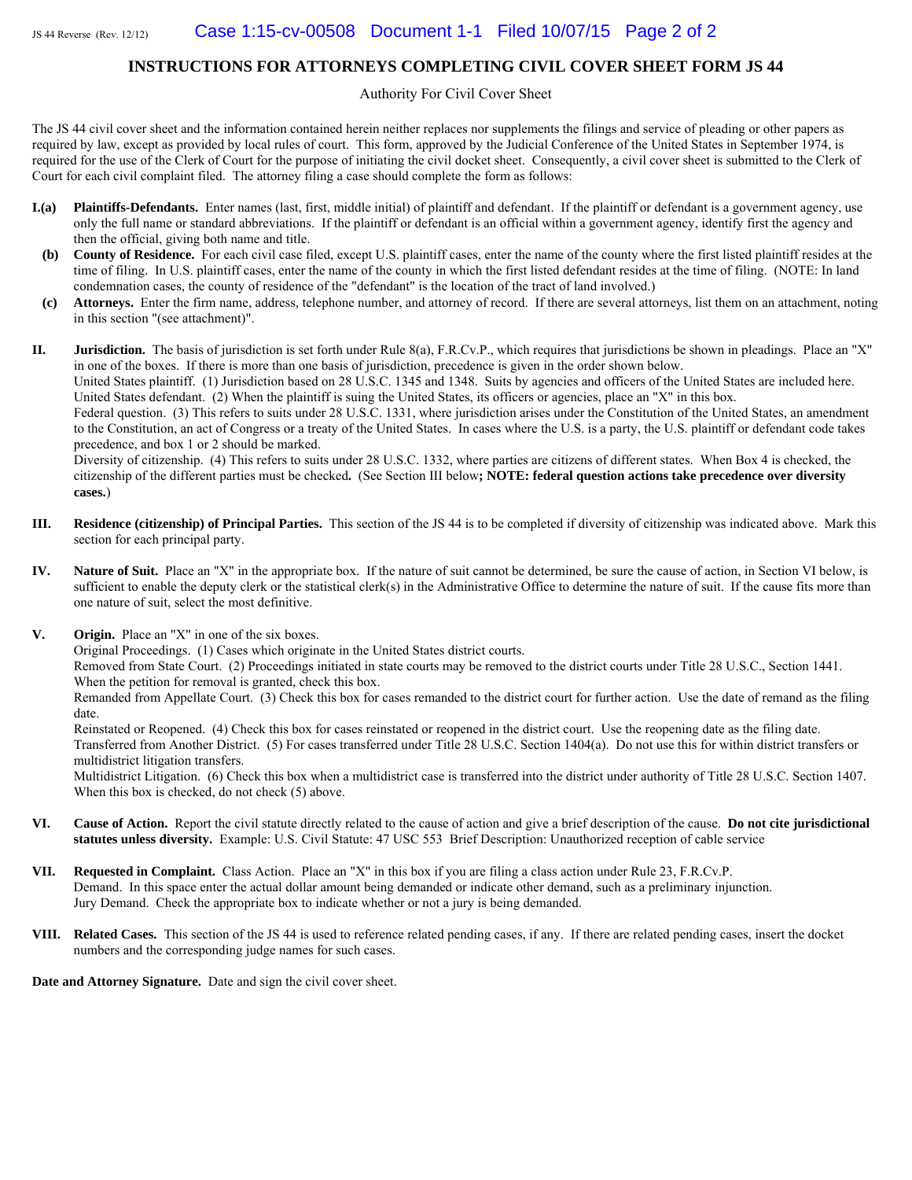# INSTRUCTIONS FOR ATTORNEYS COMPLETING CIVIL COVER SHEET FORM JS 44

Authority For Civil Cover Sheet

The JS 44 civil cover sheet and the information contained herein neither replaces nor supplements the filings and service of pleading or other papers as required by law, except as provided by local rules of court. This form, approved by the Judicial Conference of the United States in September 1974, is required for the use of the Clerk of Court for the purpose of initiating the civil docket sheet. Consequently, a civil cover sheet is submitted to the Clerk of Court for each civil complaint filed. The attorney filing a case should complete the form as follows:

**I.(a) Plaintiffs-Defendants.** Enter names (last, first, middle initial) of plaintiff and defendant. If the plaintiff or defendant is a government agency, use only the full name or standard abbreviations. If the plaintiff or defendant is an official within a government agency, identify first the agency and then the official, giving both name and title.

**(b) County of Residence.** For each civil case filed, except U.S. plaintiff cases, enter the name of the county where the first listed plaintiff resides at the time of filing. In U.S. plaintiff cases, enter the name of the county in which the first listed defendant resides at the time of filing. (NOTE: In land condemnation cases, the county of residence of the "defendant" is the location of the tract of land involved.)

**(c) Attorneys.** Enter the firm name, address, telephone number, and attorney of record. If there are several attorneys, list them on an attachment, noting in this section "(see attachment)".

**II. Jurisdiction.** The basis of jurisdiction is set forth under Rule 8(a), F.R.Cv.P., which requires that jurisdictions be shown in pleadings. Place an "X" in one of the boxes. If there is more than one basis of jurisdiction, precedence is given in the order shown below.
United States plaintiff. (1) Jurisdiction based on 28 U.S.C. 1345 and 1348. Suits by agencies and officers of the United States are included here.
United States defendant. (2) When the plaintiff is suing the United States, its officers or agencies, place an "X" in this box.
Federal question. (3) This refers to suits under 28 U.S.C. 1331, where jurisdiction arises under the Constitution of the United States, an amendment to the Constitution, an act of Congress or a treaty of the United States. In cases where the U.S. is a party, the U.S. plaintiff or defendant code takes precedence, and box 1 or 2 should be marked.
Diversity of citizenship. (4) This refers to suits under 28 U.S.C. 1332, where parties are citizens of different states. When Box 4 is checked, the citizenship of the different parties must be checked**.** (See Section III below**; NOTE: federal question actions take precedence over diversity cases.**)

**III. Residence (citizenship) of Principal Parties.** This section of the JS 44 is to be completed if diversity of citizenship was indicated above. Mark this section for each principal party.

**IV. Nature of Suit.** Place an "X" in the appropriate box. If the nature of suit cannot be determined, be sure the cause of action, in Section VI below, is sufficient to enable the deputy clerk or the statistical clerk(s) in the Administrative Office to determine the nature of suit. If the cause fits more than one nature of suit, select the most definitive.

**V. Origin.** Place an "X" in one of the six boxes.
Original Proceedings. (1) Cases which originate in the United States district courts.
Removed from State Court. (2) Proceedings initiated in state courts may be removed to the district courts under Title 28 U.S.C., Section 1441. When the petition for removal is granted, check this box.
Remanded from Appellate Court. (3) Check this box for cases remanded to the district court for further action. Use the date of remand as the filing date.
Reinstated or Reopened. (4) Check this box for cases reinstated or reopened in the district court. Use the reopening date as the filing date.
Transferred from Another District. (5) For cases transferred under Title 28 U.S.C. Section 1404(a). Do not use this for within district transfers or multidistrict litigation transfers.
Multidistrict Litigation. (6) Check this box when a multidistrict case is transferred into the district under authority of Title 28 U.S.C. Section 1407. When this box is checked, do not check (5) above.

**VI. Cause of Action.** Report the civil statute directly related to the cause of action and give a brief description of the cause. **Do not cite jurisdictional statutes unless diversity.** Example: U.S. Civil Statute: 47 USC 553 Brief Description: Unauthorized reception of cable service

**VII. Requested in Complaint.** Class Action. Place an "X" in this box if you are filing a class action under Rule 23, F.R.Cv.P.
Demand. In this space enter the actual dollar amount being demanded or indicate other demand, such as a preliminary injunction.
Jury Demand. Check the appropriate box to indicate whether or not a jury is being demanded.

**VIII. Related Cases.** This section of the JS 44 is used to reference related pending cases, if any. If there are related pending cases, insert the docket numbers and the corresponding judge names for such cases.

**Date and Attorney Signature.** Date and sign the civil cover sheet.